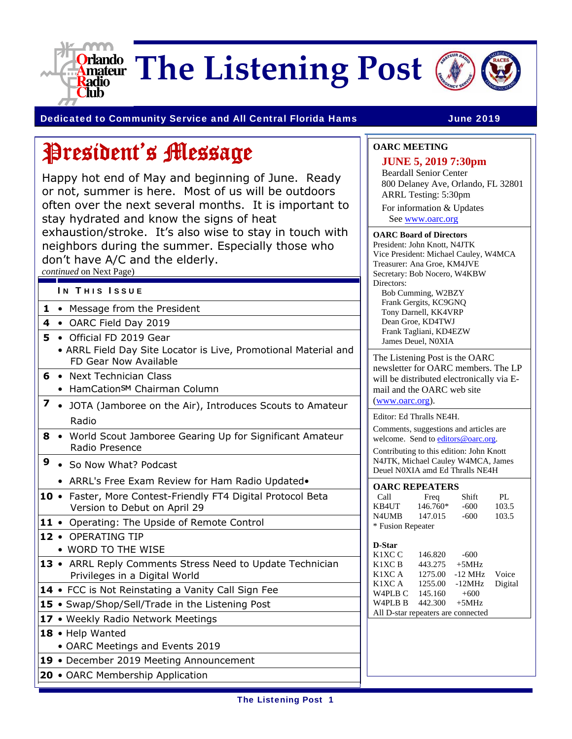# The Listening Post

Orlando Amateur Radio Club

**Dedicated to Community Service and All Central Florida Hams** — **June 2019**

## President's Message

Happy hot end of May and beginning of June. Ready or not, summer is here. Most of us will be outdoors often over the next several months. It is important to stay hydrated and know the signs of heat exhaustion/stroke. It's also wise to stay in touch with neighbors during the summer. Especially those who don't have A/C and the elderly.

*continued* on Next Page)

### In This Issue

- **1** • Message from the President
- **4** • OARC Field Day 2019
- **5** • Official FD 2019 Gear
  - • ARRL Field Day Site Locator is Live, Promotional Material and FD Gear Now Available
- **6** • Next Technician Class
  - • HamCation℠ Chairman Column
- **7** • JOTA (Jamboree on the Air), Introduces Scouts to Amateur Radio
- **8** • World Scout Jamboree Gearing Up for Significant Amateur Radio Presence
- **9** • So Now What? Podcast
  - • ARRL's Free Exam Review for Ham Radio Updated•
- **10** • Faster, More Contest-Friendly FT4 Digital Protocol Beta Version to Debut on April 29
- **11** • Operating: The Upside of Remote Control
- **12** • OPERATING TIP
  - • WORD TO THE WISE
- **13** • ARRL Reply Comments Stress Need to Update Technician Privileges in a Digital World
- **14** • FCC is Not Reinstating a Vanity Call Sign Fee
- **15** • Swap/Shop/Sell/Trade in the Listening Post
- **17** • Weekly Radio Network Meetings
- **18** • Help Wanted
  - • OARC Meetings and Events 2019
- **19** • December 2019 Meeting Announcement
- **20** • OARC Membership Application

---

**OARC MEETING**

**JUNE 5, 2019 7:30pm**
Beardall Senior Center
800 Delaney Ave, Orlando, FL 32801
ARRL Testing: 5:30pm

For information & Updates
See www.oarc.org

**OARC Board of Directors**

President: John Knott, N4JTK
Vice President: Michael Cauley, W4MCA
Treasurer: Ana Groe, KM4JVE
Secretary: Bob Nocero, W4KBW
Directors:
- Bob Cumming, W2BZY
- Frank Gergits, KC9GNQ
- Tony Darnell, KK4VRP
- Dean Groe, KD4TWJ
- Frank Tagliani, KD4EZW
- James Deuel, N0XIA

The Listening Post is the OARC newsletter for OARC members. The LP will be distributed electronically via E-mail and the OARC web site (www.oarc.org).

Editor: Ed Thralls NE4H.

Comments, suggestions and articles are welcome. Send to editors@oarc.org.

Contributing to this edition: John Knott N4JTK, Michael Cauley W4MCA, James Deuel N0XIA amd Ed Thralls NE4H

**OARC REPEATERS**

| Call | Freq | Shift | PL |
|---|---|---|---|
| KB4UT | 146.760* | -600 | 103.5 |
| N4UMB | 147.015 | -600 | 103.5 |

\* Fusion Repeater

**D-Star**

| Call | Freq | Shift | |
|---|---|---|---|
| K1XC C | 146.820 | -600 | |
| K1XC B | 443.275 | +5MHz | |
| K1XC A | 1275.00 | -12 MHz | Voice |
| K1XC A | 1255.00 | -12MHz | Digital |
| W4PLB C | 145.160 | +600 | |
| W4PLB B | 442.300 | +5MHz | |

All D-star repeaters are connected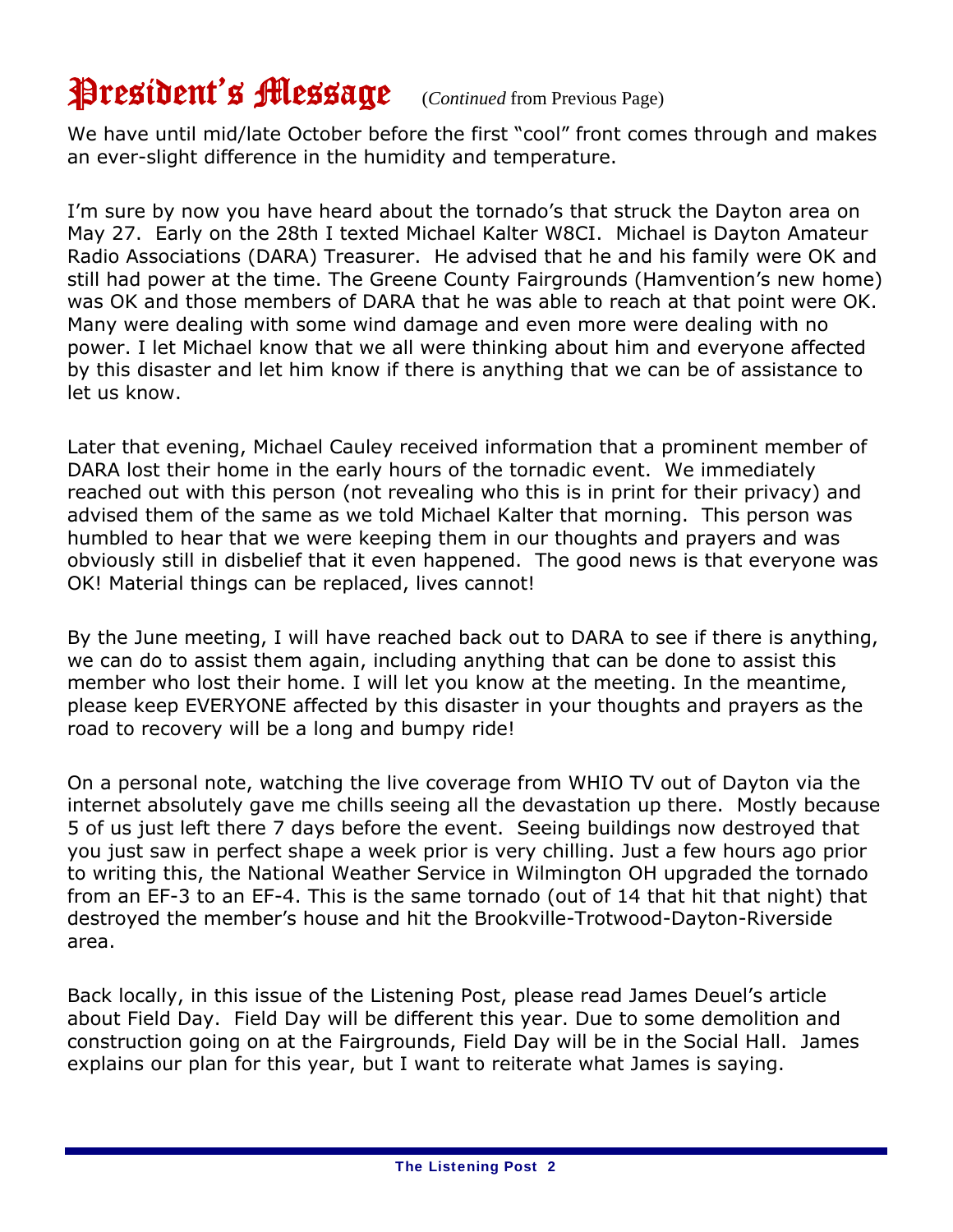# President's Message (*Continued* from Previous Page)

We have until mid/late October before the first "cool" front comes through and makes an ever-slight difference in the humidity and temperature.

I'm sure by now you have heard about the tornado's that struck the Dayton area on May 27. Early on the 28th I texted Michael Kalter W8CI. Michael is Dayton Amateur Radio Associations (DARA) Treasurer. He advised that he and his family were OK and still had power at the time. The Greene County Fairgrounds (Hamvention's new home) was OK and those members of DARA that he was able to reach at that point were OK. Many were dealing with some wind damage and even more were dealing with no power. I let Michael know that we all were thinking about him and everyone affected by this disaster and let him know if there is anything that we can be of assistance to let us know.

Later that evening, Michael Cauley received information that a prominent member of DARA lost their home in the early hours of the tornadic event. We immediately reached out with this person (not revealing who this is in print for their privacy) and advised them of the same as we told Michael Kalter that morning. This person was humbled to hear that we were keeping them in our thoughts and prayers and was obviously still in disbelief that it even happened. The good news is that everyone was OK! Material things can be replaced, lives cannot!

By the June meeting, I will have reached back out to DARA to see if there is anything, we can do to assist them again, including anything that can be done to assist this member who lost their home. I will let you know at the meeting. In the meantime, please keep EVERYONE affected by this disaster in your thoughts and prayers as the road to recovery will be a long and bumpy ride!

On a personal note, watching the live coverage from WHIO TV out of Dayton via the internet absolutely gave me chills seeing all the devastation up there. Mostly because 5 of us just left there 7 days before the event. Seeing buildings now destroyed that you just saw in perfect shape a week prior is very chilling. Just a few hours ago prior to writing this, the National Weather Service in Wilmington OH upgraded the tornado from an EF-3 to an EF-4. This is the same tornado (out of 14 that hit that night) that destroyed the member's house and hit the Brookville-Trotwood-Dayton-Riverside area.

Back locally, in this issue of the Listening Post, please read James Deuel's article about Field Day. Field Day will be different this year. Due to some demolition and construction going on at the Fairgrounds, Field Day will be in the Social Hall. James explains our plan for this year, but I want to reiterate what James is saying.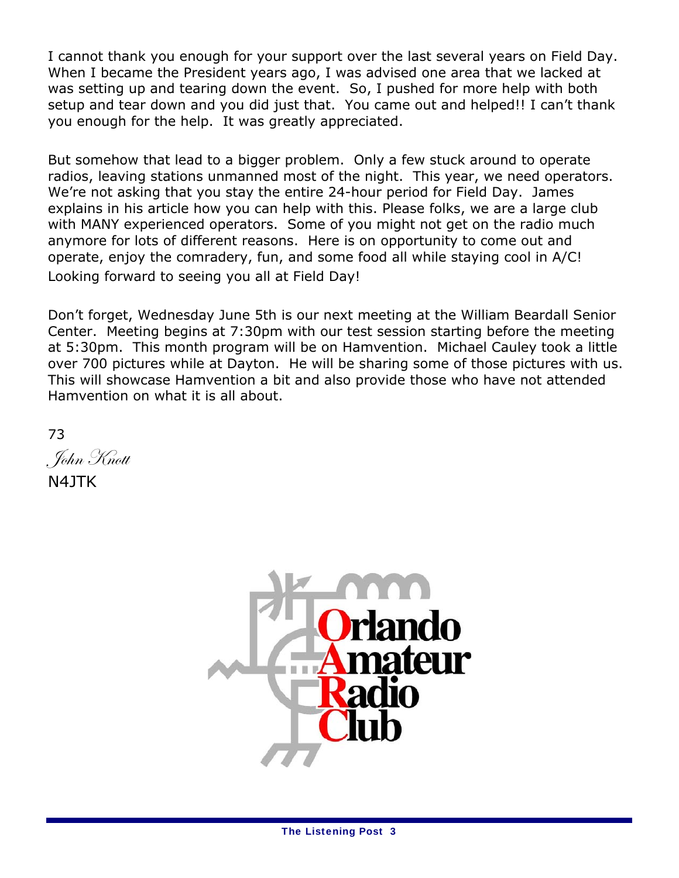I cannot thank you enough for your support over the last several years on Field Day. When I became the President years ago, I was advised one area that we lacked at was setting up and tearing down the event. So, I pushed for more help with both setup and tear down and you did just that. You came out and helped!! I can't thank you enough for the help. It was greatly appreciated.

But somehow that lead to a bigger problem. Only a few stuck around to operate radios, leaving stations unmanned most of the night. This year, we need operators. We're not asking that you stay the entire 24-hour period for Field Day. James explains in his article how you can help with this. Please folks, we are a large club with MANY experienced operators. Some of you might not get on the radio much anymore for lots of different reasons. Here is on opportunity to come out and operate, enjoy the comradery, fun, and some food all while staying cool in A/C! Looking forward to seeing you all at Field Day!

Don't forget, Wednesday June 5th is our next meeting at the William Beardall Senior Center. Meeting begins at 7:30pm with our test session starting before the meeting at 5:30pm. This month program will be on Hamvention. Michael Cauley took a little over 700 pictures while at Dayton. He will be sharing some of those pictures with us. This will showcase Hamvention a bit and also provide those who have not attended Hamvention on what it is all about.

73

*John Knott*

N4JTK

Orlando Amateur Radio Club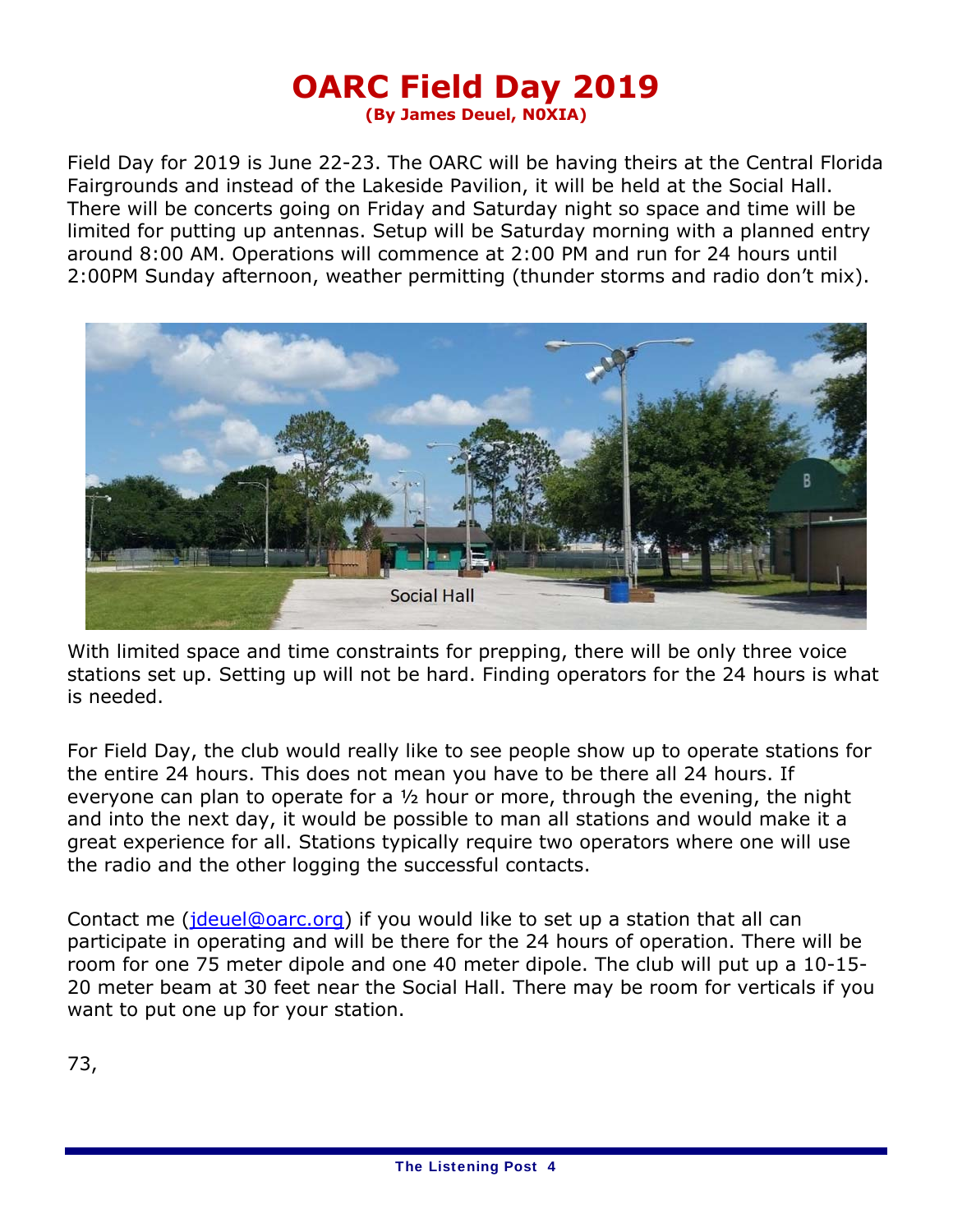# OARC Field Day 2019

**(By James Deuel, N0XIA)**

Field Day for 2019 is June 22-23. The OARC will be having theirs at the Central Florida Fairgrounds and instead of the Lakeside Pavilion, it will be held at the Social Hall. There will be concerts going on Friday and Saturday night so space and time will be limited for putting up antennas. Setup will be Saturday morning with a planned entry around 8:00 AM. Operations will commence at 2:00 PM and run for 24 hours until 2:00PM Sunday afternoon, weather permitting (thunder storms and radio don't mix).

Social Hall

With limited space and time constraints for prepping, there will be only three voice stations set up. Setting up will not be hard. Finding operators for the 24 hours is what is needed.

For Field Day, the club would really like to see people show up to operate stations for the entire 24 hours. This does not mean you have to be there all 24 hours. If everyone can plan to operate for a ½ hour or more, through the evening, the night and into the next day, it would be possible to man all stations and would make it a great experience for all. Stations typically require two operators where one will use the radio and the other logging the successful contacts.

Contact me (jdeuel@oarc.org) if you would like to set up a station that all can participate in operating and will be there for the 24 hours of operation. There will be room for one 75 meter dipole and one 40 meter dipole. The club will put up a 10-15-20 meter beam at 30 feet near the Social Hall. There may be room for verticals if you want to put one up for your station.

73,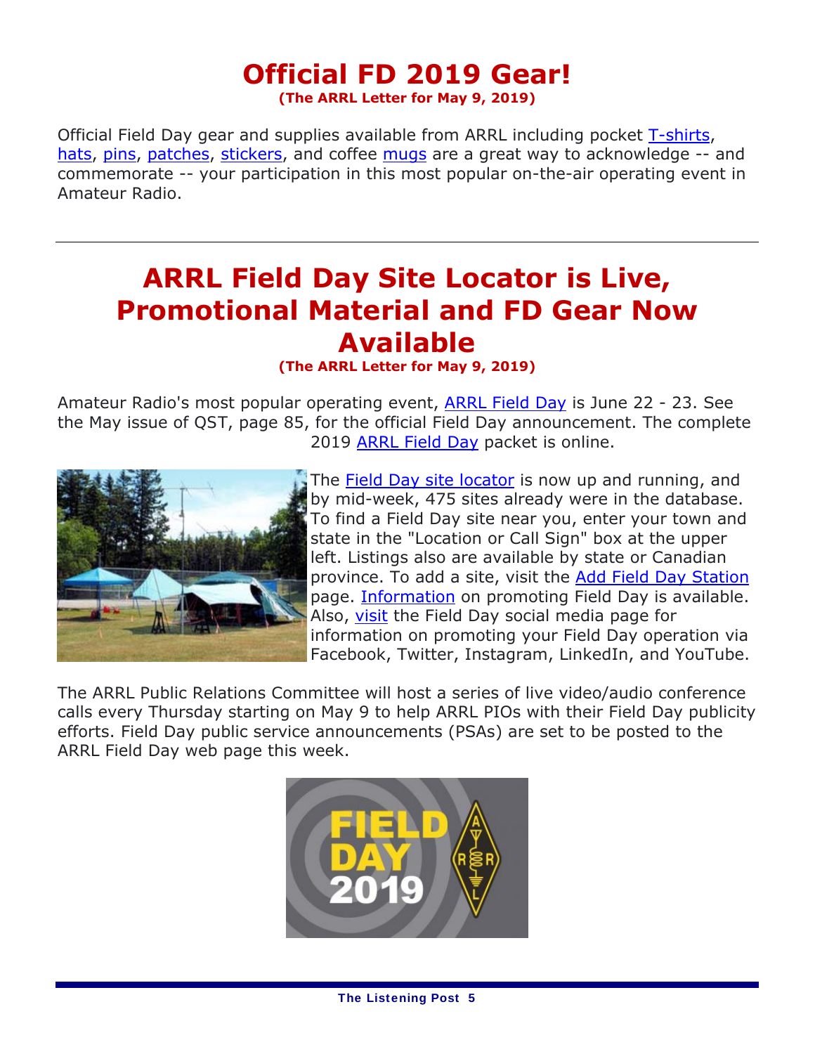# Official FD 2019 Gear!

**(The ARRL Letter for May 9, 2019)**

Official Field Day gear and supplies available from ARRL including pocket T-shirts, hats, pins, patches, stickers, and coffee mugs are a great way to acknowledge -- and commemorate -- your participation in this most popular on-the-air operating event in Amateur Radio.

---

# ARRL Field Day Site Locator is Live, Promotional Material and FD Gear Now Available

**(The ARRL Letter for May 9, 2019)**

Amateur Radio's most popular operating event, ARRL Field Day is June 22 - 23. See the May issue of QST, page 85, for the official Field Day announcement. The complete 2019 ARRL Field Day packet is online.

The Field Day site locator is now up and running, and by mid-week, 475 sites already were in the database. To find a Field Day site near you, enter your town and state in the "Location or Call Sign" box at the upper left. Listings also are available by state or Canadian province. To add a site, visit the Add Field Day Station page. Information on promoting Field Day is available. Also, visit the Field Day social media page for information on promoting your Field Day operation via Facebook, Twitter, Instagram, LinkedIn, and YouTube.

The ARRL Public Relations Committee will host a series of live video/audio conference calls every Thursday starting on May 9 to help ARRL PIOs with their Field Day publicity efforts. Field Day public service announcements (PSAs) are set to be posted to the ARRL Field Day web page this week.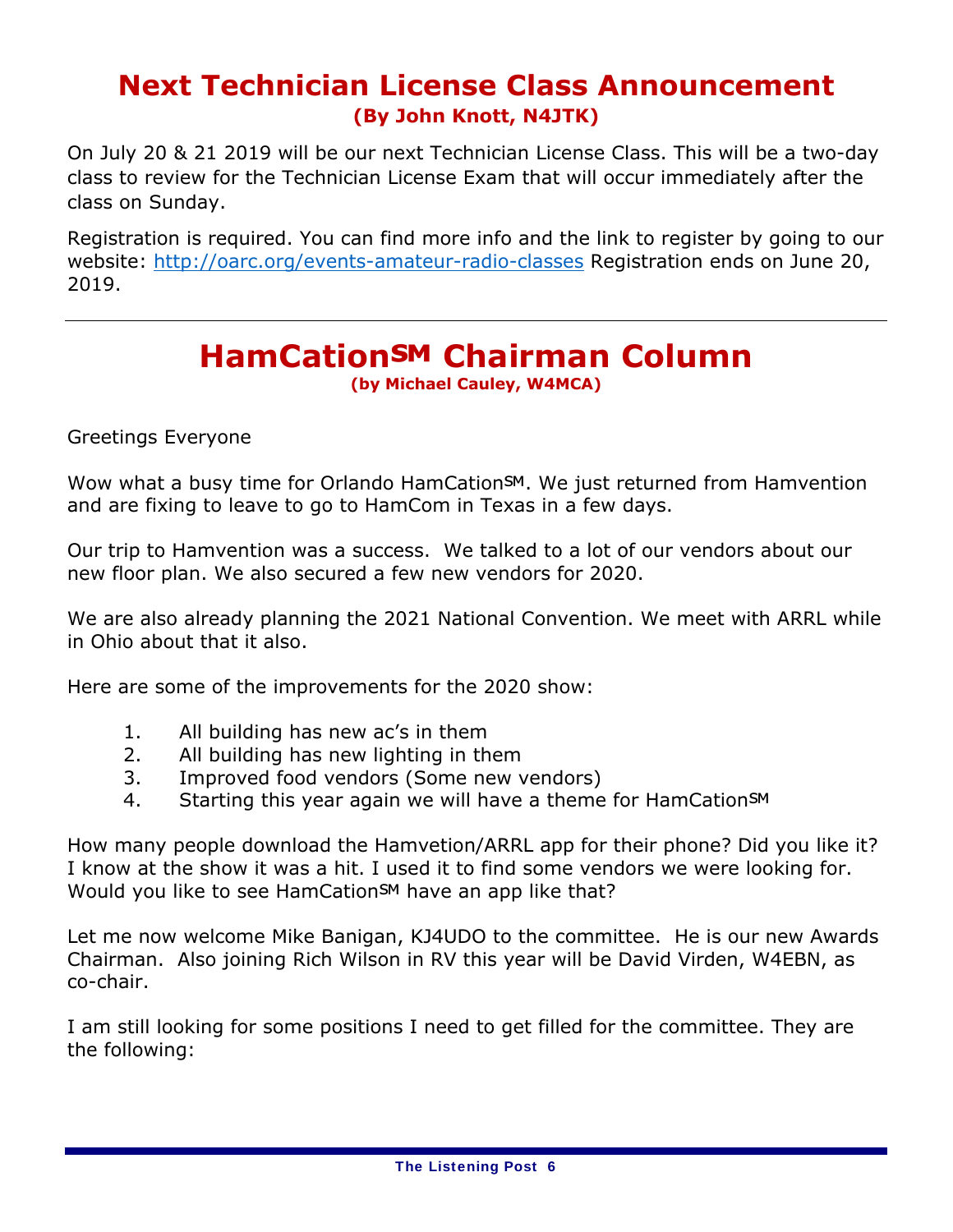# Next Technician License Class Announcement

**(By John Knott, N4JTK)**

On July 20 & 21 2019 will be our next Technician License Class. This will be a two-day class to review for the Technician License Exam that will occur immediately after the class on Sunday.

Registration is required. You can find more info and the link to register by going to our website: http://oarc.org/events-amateur-radio-classes Registration ends on June 20, 2019.

---

# HamCation℠ Chairman Column

**(by Michael Cauley, W4MCA)**

Greetings Everyone

Wow what a busy time for Orlando HamCation℠. We just returned from Hamvention and are fixing to leave to go to HamCom in Texas in a few days.

Our trip to Hamvention was a success. We talked to a lot of our vendors about our new floor plan. We also secured a few new vendors for 2020.

We are also already planning the 2021 National Convention. We meet with ARRL while in Ohio about that it also.

Here are some of the improvements for the 2020 show:

1. All building has new ac's in them
2. All building has new lighting in them
3. Improved food vendors (Some new vendors)
4. Starting this year again we will have a theme for HamCation℠

How many people download the Hamvetion/ARRL app for their phone? Did you like it? I know at the show it was a hit. I used it to find some vendors we were looking for. Would you like to see HamCation℠ have an app like that?

Let me now welcome Mike Banigan, KJ4UDO to the committee. He is our new Awards Chairman. Also joining Rich Wilson in RV this year will be David Virden, W4EBN, as co-chair.

I am still looking for some positions I need to get filled for the committee. They are the following: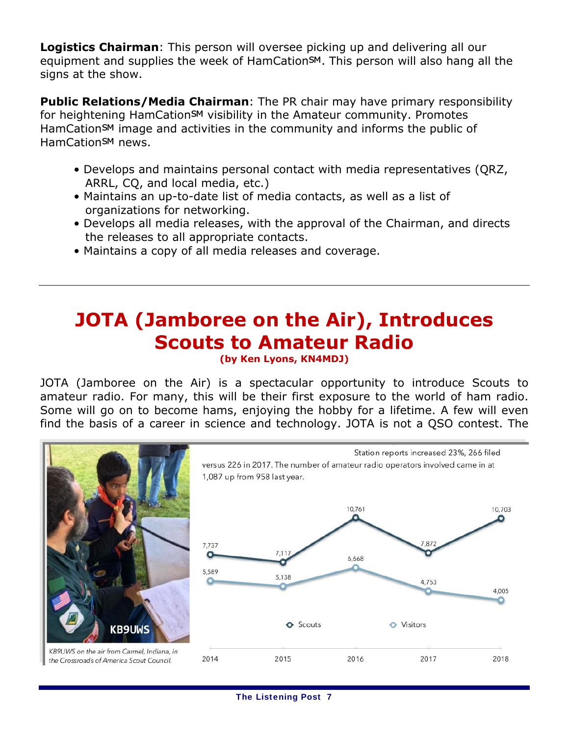**Logistics Chairman**: This person will oversee picking up and delivering all our equipment and supplies the week of HamCationSM. This person will also hang all the signs at the show.

**Public Relations/Media Chairman**: The PR chair may have primary responsibility for heightening HamCationSM visibility in the Amateur community. Promotes HamCationSM image and activities in the community and informs the public of HamCationSM news.

- Develops and maintains personal contact with media representatives (QRZ, ARRL, CQ, and local media, etc.)
- Maintains an up-to-date list of media contacts, as well as a list of organizations for networking.
- Develops all media releases, with the approval of the Chairman, and directs the releases to all appropriate contacts.
- Maintains a copy of all media releases and coverage.

---

# JOTA (Jamboree on the Air), Introduces Scouts to Amateur Radio

**(by Ken Lyons, KN4MDJ)**

JOTA (Jamboree on the Air) is a spectacular opportunity to introduce Scouts to amateur radio. For many, this will be their first exposure to the world of ham radio. Some will go on to become hams, enjoying the hobby for a lifetime. A few will even find the basis of a career in science and technology. JOTA is not a QSO contest. The

KB9UWS on the air from Carmel, Indiana, in the Crossroads of America Scout Council.

Station reports increased 23%, 266 filed versus 226 in 2017. The number of amateur radio operators involved came in at 1,087 up from 958 last year.

| | 2014 | 2015 | 2016 | 2017 | 2018 |
|---|---|---|---|---|---|
| Scouts | 7,737 | 7,117 | 10,761 | 7,872 | 10,703 |
| Visitors | 5,589 | 5,138 | 6,668 | 4,753 | 4,005 |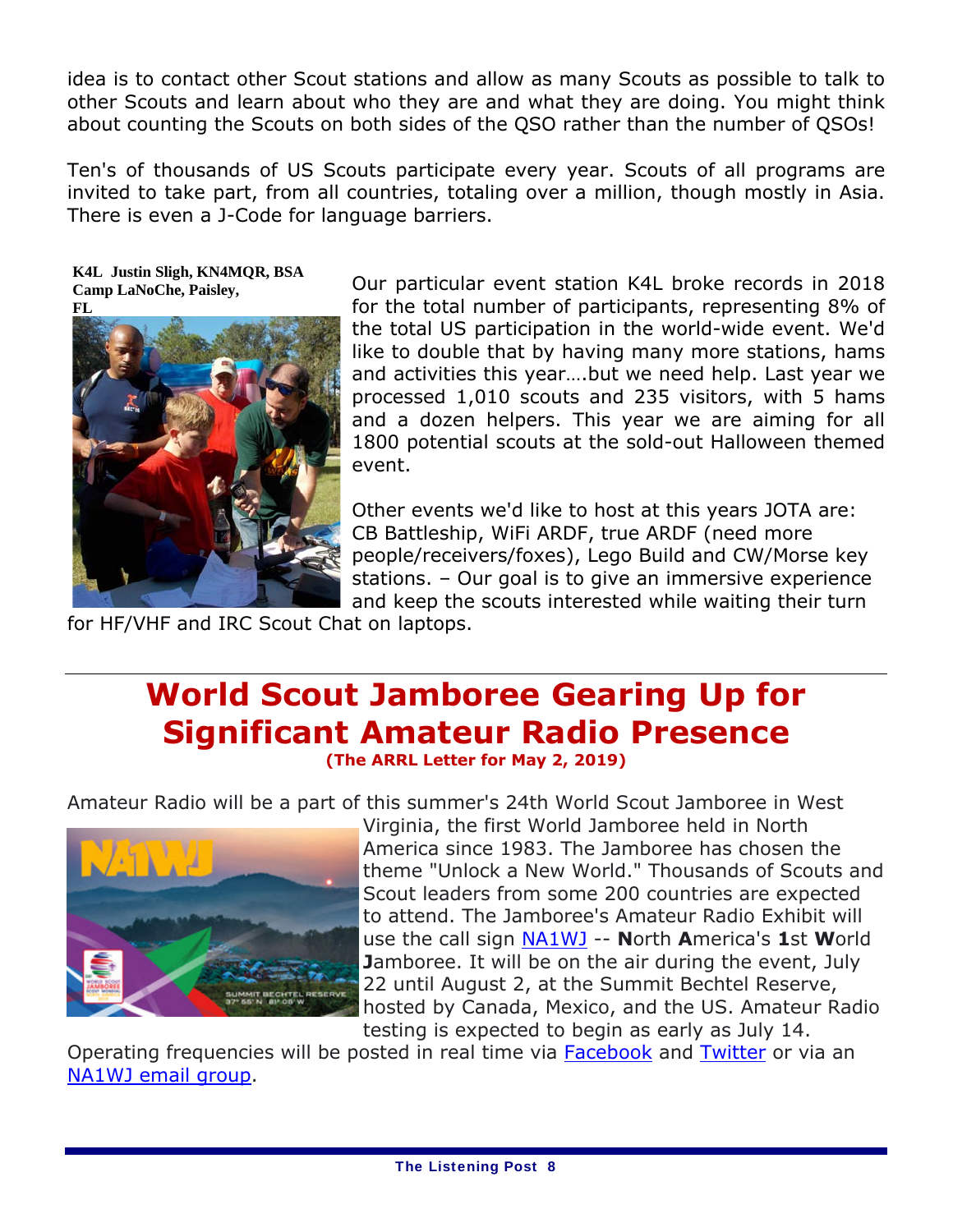idea is to contact other Scout stations and allow as many Scouts as possible to talk to other Scouts and learn about who they are and what they are doing. You might think about counting the Scouts on both sides of the QSO rather than the number of QSOs!

Ten's of thousands of US Scouts participate every year. Scouts of all programs are invited to take part, from all countries, totaling over a million, though mostly in Asia. There is even a J-Code for language barriers.

**K4L Justin Sligh, KN4MQR, BSA Camp LaNoChe, Paisley, FL**

Our particular event station K4L broke records in 2018 for the total number of participants, representing 8% of the total US participation in the world-wide event. We'd like to double that by having many more stations, hams and activities this year….but we need help. Last year we processed 1,010 scouts and 235 visitors, with 5 hams and a dozen helpers. This year we are aiming for all 1800 potential scouts at the sold-out Halloween themed event.

Other events we'd like to host at this years JOTA are: CB Battleship, WiFi ARDF, true ARDF (need more people/receivers/foxes), Lego Build and CW/Morse key stations. – Our goal is to give an immersive experience and keep the scouts interested while waiting their turn for HF/VHF and IRC Scout Chat on laptops.

---

# World Scout Jamboree Gearing Up for Significant Amateur Radio Presence

**(The ARRL Letter for May 2, 2019)**

Amateur Radio will be a part of this summer's 24th World Scout Jamboree in West Virginia, the first World Jamboree held in North America since 1983. The Jamboree has chosen the theme "Unlock a New World." Thousands of Scouts and Scout leaders from some 200 countries are expected to attend. The Jamboree's Amateur Radio Exhibit will use the call sign NA1WJ -- **N**orth **A**merica's **1**st **W**orld **J**amboree. It will be on the air during the event, July 22 until August 2, at the Summit Bechtel Reserve, hosted by Canada, Mexico, and the US. Amateur Radio testing is expected to begin as early as July 14. Operating frequencies will be posted in real time via Facebook and Twitter or via an NA1WJ email group.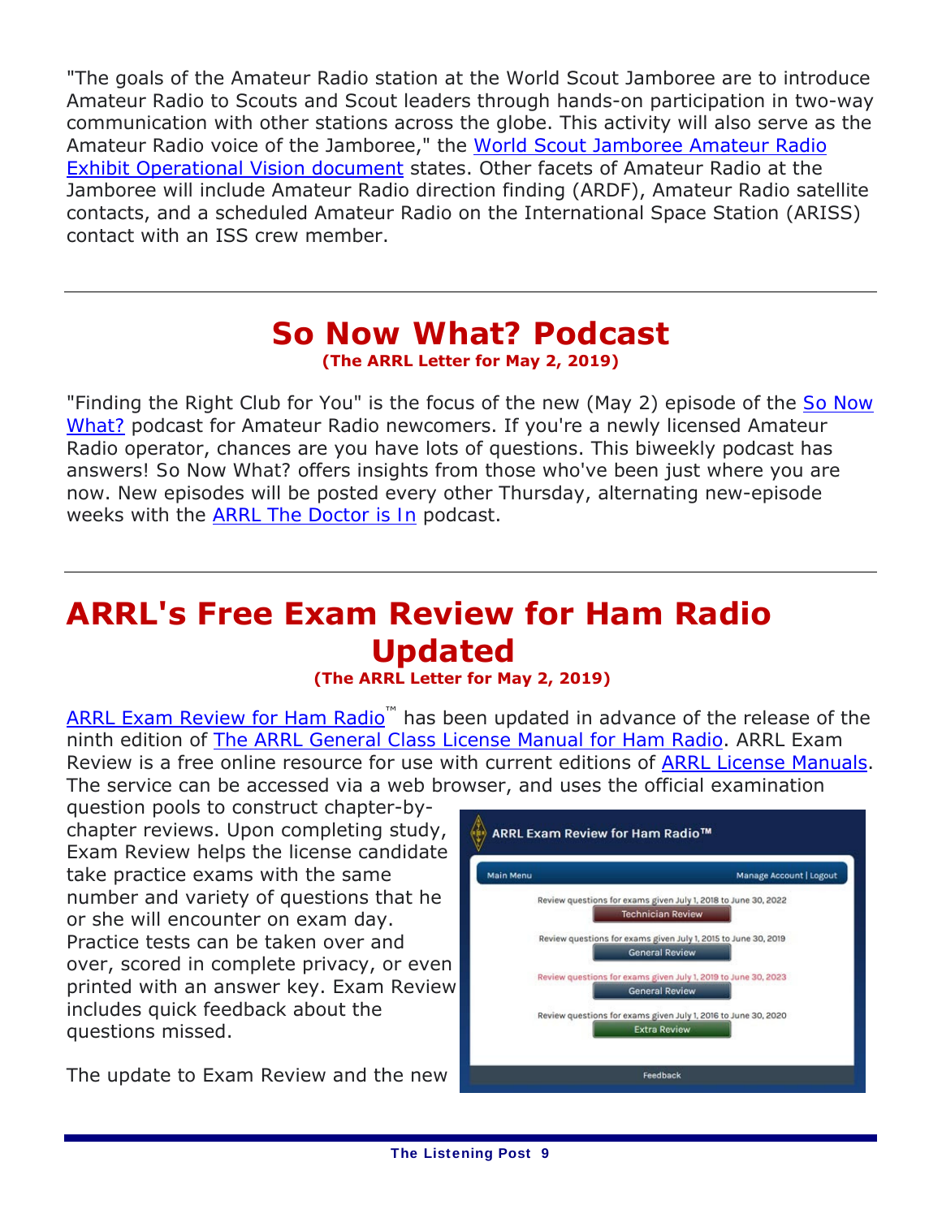"The goals of the Amateur Radio station at the World Scout Jamboree are to introduce Amateur Radio to Scouts and Scout leaders through hands-on participation in two-way communication with other stations across the globe. This activity will also serve as the Amateur Radio voice of the Jamboree," the World Scout Jamboree Amateur Radio Exhibit Operational Vision document states. Other facets of Amateur Radio at the Jamboree will include Amateur Radio direction finding (ARDF), Amateur Radio satellite contacts, and a scheduled Amateur Radio on the International Space Station (ARISS) contact with an ISS crew member.

---

# So Now What? Podcast

**(The ARRL Letter for May 2, 2019)**

"Finding the Right Club for You" is the focus of the new (May 2) episode of the So Now What? podcast for Amateur Radio newcomers. If you're a newly licensed Amateur Radio operator, chances are you have lots of questions. This biweekly podcast has answers! So Now What? offers insights from those who've been just where you are now. New episodes will be posted every other Thursday, alternating new-episode weeks with the ARRL The Doctor is In podcast.

---

# ARRL's Free Exam Review for Ham Radio Updated

**(The ARRL Letter for May 2, 2019)**

ARRL Exam Review for Ham Radio™ has been updated in advance of the release of the ninth edition of The ARRL General Class License Manual for Ham Radio. ARRL Exam Review is a free online resource for use with current editions of ARRL License Manuals. The service can be accessed via a web browser, and uses the official examination question pools to construct chapter-by-chapter reviews. Upon completing study, Exam Review helps the license candidate take practice exams with the same number and variety of questions that he or she will encounter on exam day. Practice tests can be taken over and over, scored in complete privacy, or even printed with an answer key. Exam Review includes quick feedback about the questions missed.

The update to Exam Review and the new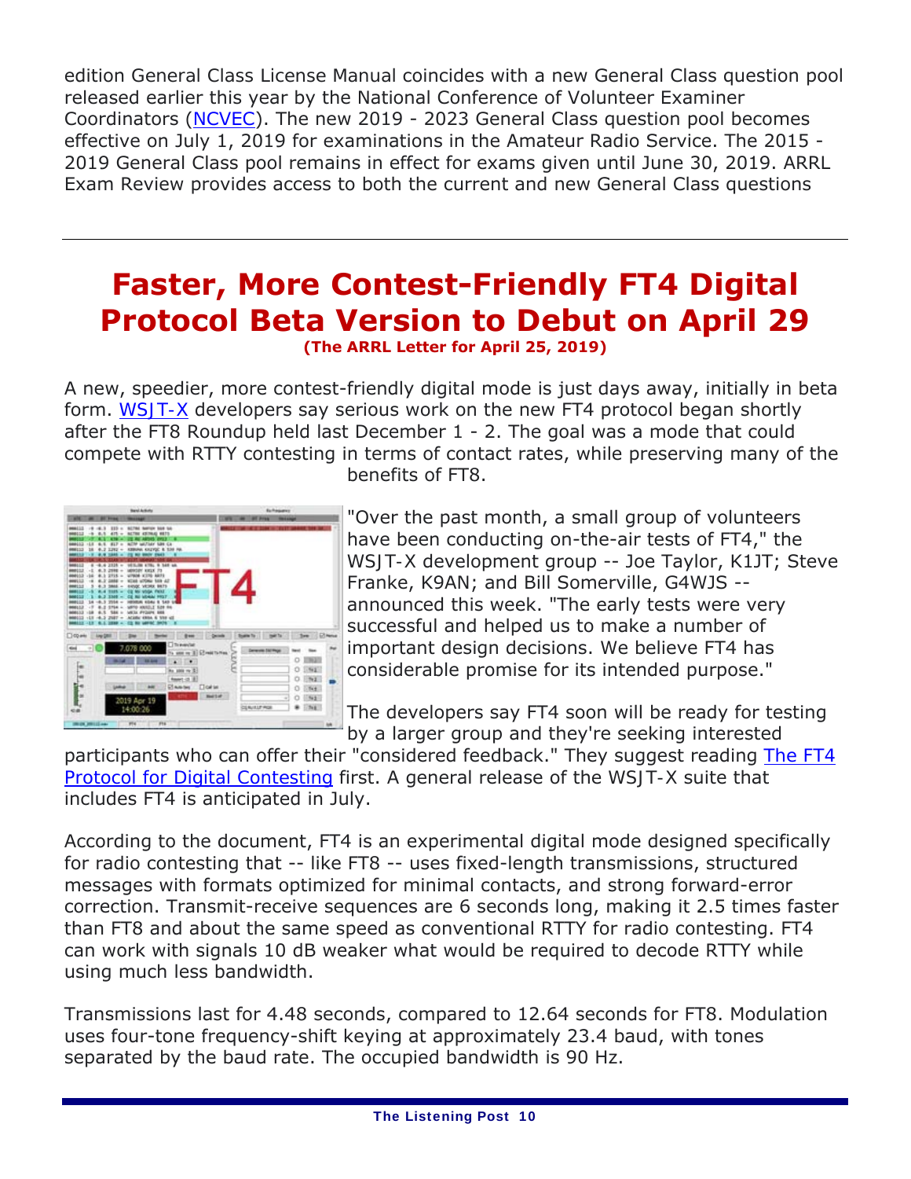edition General Class License Manual coincides with a new General Class question pool released earlier this year by the National Conference of Volunteer Examiner Coordinators (NCVEC). The new 2019 - 2023 General Class question pool becomes effective on July 1, 2019 for examinations in the Amateur Radio Service. The 2015 - 2019 General Class pool remains in effect for exams given until June 30, 2019. ARRL Exam Review provides access to both the current and new General Class questions

---

# Faster, More Contest-Friendly FT4 Digital Protocol Beta Version to Debut on April 29

**(The ARRL Letter for April 25, 2019)**

A new, speedier, more contest-friendly digital mode is just days away, initially in beta form. WSJT-X developers say serious work on the new FT4 protocol began shortly after the FT8 Roundup held last December 1 - 2. The goal was a mode that could compete with RTTY contesting in terms of contact rates, while preserving many of the benefits of FT8.

"Over the past month, a small group of volunteers have been conducting on-the-air tests of FT4," the WSJT-X development group -- Joe Taylor, K1JT; Steve Franke, K9AN; and Bill Somerville, G4WJS -- announced this week. "The early tests were very successful and helped us to make a number of important design decisions. We believe FT4 has considerable promise for its intended purpose."

The developers say FT4 soon will be ready for testing by a larger group and they're seeking interested participants who can offer their "considered feedback." They suggest reading The FT4 Protocol for Digital Contesting first. A general release of the WSJT-X suite that includes FT4 is anticipated in July.

According to the document, FT4 is an experimental digital mode designed specifically for radio contesting that -- like FT8 -- uses fixed-length transmissions, structured messages with formats optimized for minimal contacts, and strong forward-error correction. Transmit-receive sequences are 6 seconds long, making it 2.5 times faster than FT8 and about the same speed as conventional RTTY for radio contesting. FT4 can work with signals 10 dB weaker what would be required to decode RTTY while using much less bandwidth.

Transmissions last for 4.48 seconds, compared to 12.64 seconds for FT8. Modulation uses four-tone frequency-shift keying at approximately 23.4 baud, with tones separated by the baud rate. The occupied bandwidth is 90 Hz.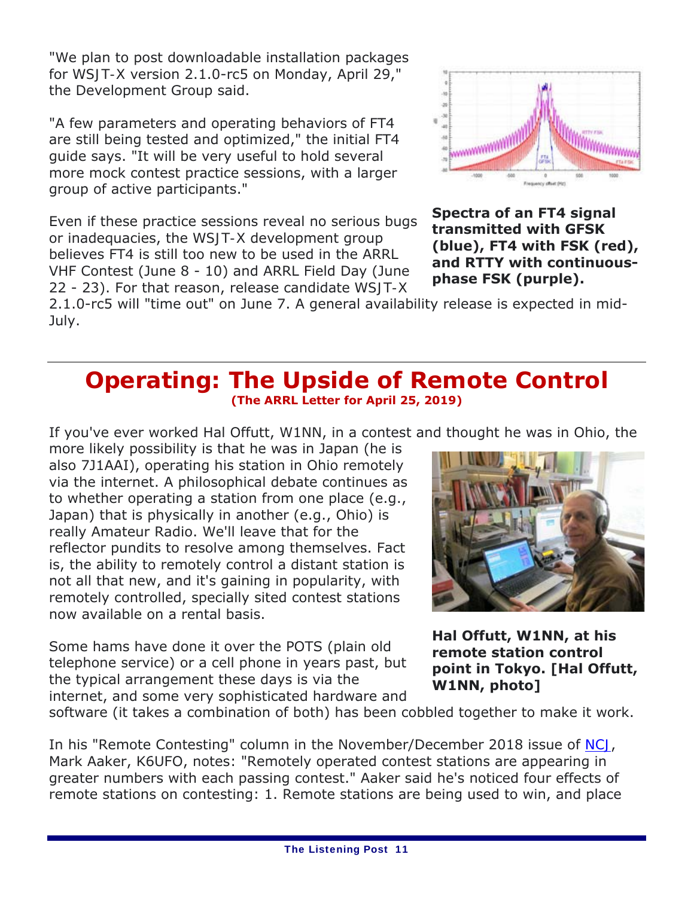"We plan to post downloadable installation packages for WSJT-X version 2.1.0-rc5 on Monday, April 29," the Development Group said.

"A few parameters and operating behaviors of FT4 are still being tested and optimized," the initial FT4 guide says. "It will be very useful to hold several more mock contest practice sessions, with a larger group of active participants."

Even if these practice sessions reveal no serious bugs or inadequacies, the WSJT-X development group believes FT4 is still too new to be used in the ARRL VHF Contest (June 8 - 10) and ARRL Field Day (June 22 - 23). For that reason, release candidate WSJT-X 2.1.0-rc5 will "time out" on June 7. A general availability release is expected in mid-July.

**Spectra of an FT4 signal transmitted with GFSK (blue), FT4 with FSK (red), and RTTY with continuous-phase FSK (purple).**

## Operating: The Upside of Remote Control

**(The ARRL Letter for April 25, 2019)**

If you've ever worked Hal Offutt, W1NN, in a contest and thought he was in Ohio, the more likely possibility is that he was in Japan (he is also 7J1AAI), operating his station in Ohio remotely via the internet. A philosophical debate continues as to whether operating a station from one place (e.g., Japan) that is physically in another (e.g., Ohio) is really Amateur Radio. We'll leave that for the reflector pundits to resolve among themselves. Fact is, the ability to remotely control a distant station is not all that new, and it's gaining in popularity, with remotely controlled, specially sited contest stations now available on a rental basis.

**Hal Offutt, W1NN, at his remote station control point in Tokyo. [Hal Offutt, W1NN, photo]**

Some hams have done it over the POTS (plain old telephone service) or a cell phone in years past, but the typical arrangement these days is via the internet, and some very sophisticated hardware and software (it takes a combination of both) has been cobbled together to make it work.

In his "Remote Contesting" column in the November/December 2018 issue of NCJ, Mark Aaker, K6UFO, notes: "Remotely operated contest stations are appearing in greater numbers with each passing contest." Aaker said he's noticed four effects of remote stations on contesting: 1. Remote stations are being used to win, and place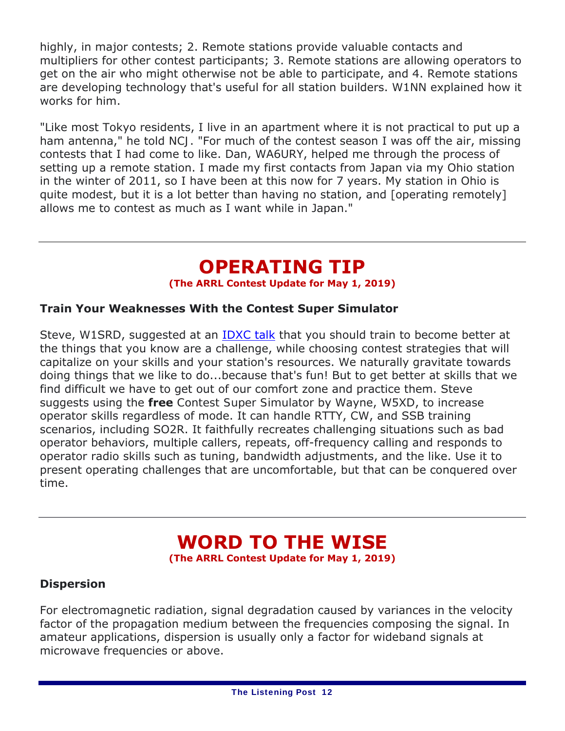highly, in major contests; 2. Remote stations provide valuable contacts and multipliers for other contest participants; 3. Remote stations are allowing operators to get on the air who might otherwise not be able to participate, and 4. Remote stations are developing technology that's useful for all station builders. W1NN explained how it works for him.

"Like most Tokyo residents, I live in an apartment where it is not practical to put up a ham antenna," he told NCJ. "For much of the contest season I was off the air, missing contests that I had come to like. Dan, WA6URY, helped me through the process of setting up a remote station. I made my first contacts from Japan via my Ohio station in the winter of 2011, so I have been at this now for 7 years. My station in Ohio is quite modest, but it is a lot better than having no station, and [operating remotely] allows me to contest as much as I want while in Japan."

---

# OPERATING TIP

**(The ARRL Contest Update for May 1, 2019)**

### Train Your Weaknesses With the Contest Super Simulator

Steve, W1SRD, suggested at an IDXC talk that you should train to become better at the things that you know are a challenge, while choosing contest strategies that will capitalize on your skills and your station's resources. We naturally gravitate towards doing things that we like to do...because that's fun! But to get better at skills that we find difficult we have to get out of our comfort zone and practice them. Steve suggests using the **free** Contest Super Simulator by Wayne, W5XD, to increase operator skills regardless of mode. It can handle RTTY, CW, and SSB training scenarios, including SO2R. It faithfully recreates challenging situations such as bad operator behaviors, multiple callers, repeats, off-frequency calling and responds to operator radio skills such as tuning, bandwidth adjustments, and the like. Use it to present operating challenges that are uncomfortable, but that can be conquered over time.

---

# WORD TO THE WISE

**(The ARRL Contest Update for May 1, 2019)**

### Dispersion

For electromagnetic radiation, signal degradation caused by variances in the velocity factor of the propagation medium between the frequencies composing the signal. In amateur applications, dispersion is usually only a factor for wideband signals at microwave frequencies or above.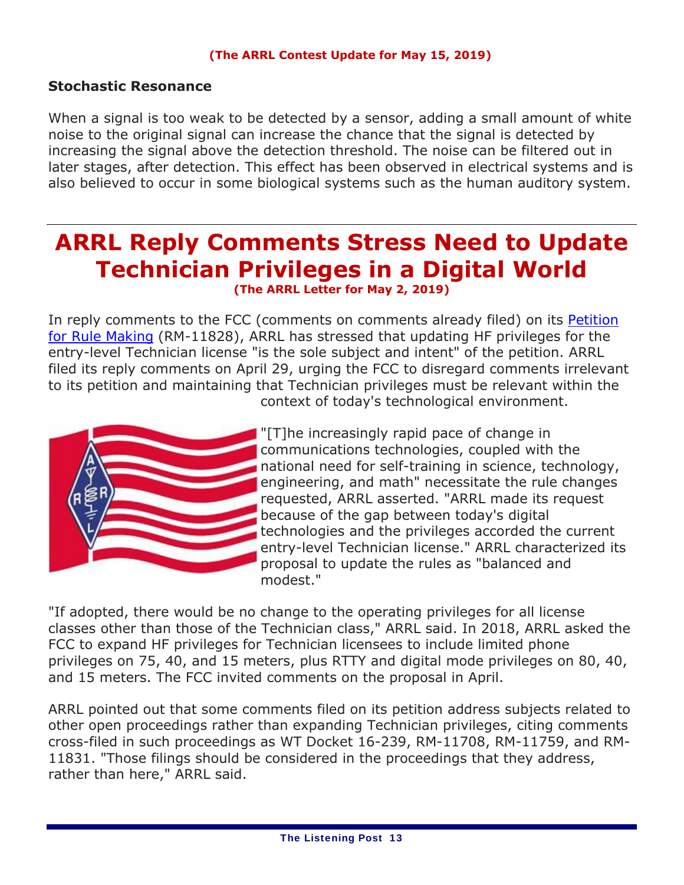**(The ARRL Contest Update for May 15, 2019)**

## Stochastic Resonance

When a signal is too weak to be detected by a sensor, adding a small amount of white noise to the original signal can increase the chance that the signal is detected by increasing the signal above the detection threshold. The noise can be filtered out in later stages, after detection. This effect has been observed in electrical systems and is also believed to occur in some biological systems such as the human auditory system.

---

# ARRL Reply Comments Stress Need to Update Technician Privileges in a Digital World

**(The ARRL Letter for May 2, 2019)**

In reply comments to the FCC (comments on comments already filed) on its Petition for Rule Making (RM-11828), ARRL has stressed that updating HF privileges for the entry-level Technician license "is the sole subject and intent" of the petition. ARRL filed its reply comments on April 29, urging the FCC to disregard comments irrelevant to its petition and maintaining that Technician privileges must be relevant within the context of today's technological environment.

"[T]he increasingly rapid pace of change in communications technologies, coupled with the national need for self-training in science, technology, engineering, and math" necessitate the rule changes requested, ARRL asserted. "ARRL made its request because of the gap between today's digital technologies and the privileges accorded the current entry-level Technician license." ARRL characterized its proposal to update the rules as "balanced and modest."

"If adopted, there would be no change to the operating privileges for all license classes other than those of the Technician class," ARRL said. In 2018, ARRL asked the FCC to expand HF privileges for Technician licensees to include limited phone privileges on 75, 40, and 15 meters, plus RTTY and digital mode privileges on 80, 40, and 15 meters. The FCC invited comments on the proposal in April.

ARRL pointed out that some comments filed on its petition address subjects related to other open proceedings rather than expanding Technician privileges, citing comments cross-filed in such proceedings as WT Docket 16-239, RM-11708, RM-11759, and RM-11831. "Those filings should be considered in the proceedings that they address, rather than here," ARRL said.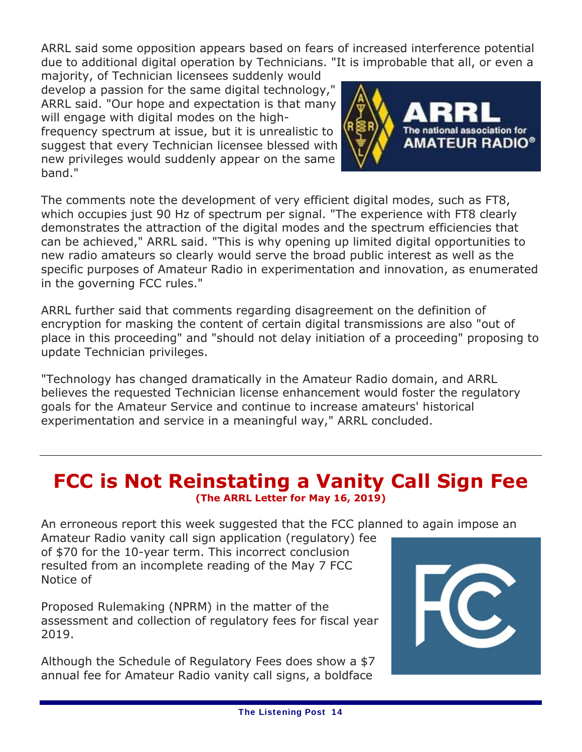ARRL said some opposition appears based on fears of increased interference potential due to additional digital operation by Technicians. "It is improbable that all, or even a majority, of Technician licensees suddenly would develop a passion for the same digital technology," ARRL said. "Our hope and expectation is that many will engage with digital modes on the high-frequency spectrum at issue, but it is unrealistic to suggest that every Technician licensee blessed with new privileges would suddenly appear on the same band."

The comments note the development of very efficient digital modes, such as FT8, which occupies just 90 Hz of spectrum per signal. "The experience with FT8 clearly demonstrates the attraction of the digital modes and the spectrum efficiencies that can be achieved," ARRL said. "This is why opening up limited digital opportunities to new radio amateurs so clearly would serve the broad public interest as well as the specific purposes of Amateur Radio in experimentation and innovation, as enumerated in the governing FCC rules."

ARRL further said that comments regarding disagreement on the definition of encryption for masking the content of certain digital transmissions are also "out of place in this proceeding" and "should not delay initiation of a proceeding" proposing to update Technician privileges.

"Technology has changed dramatically in the Amateur Radio domain, and ARRL believes the requested Technician license enhancement would foster the regulatory goals for the Amateur Service and continue to increase amateurs' historical experimentation and service in a meaningful way," ARRL concluded.

---

# FCC is Not Reinstating a Vanity Call Sign Fee

**(The ARRL Letter for May 16, 2019)**

An erroneous report this week suggested that the FCC planned to again impose an Amateur Radio vanity call sign application (regulatory) fee of $70 for the 10-year term. This incorrect conclusion resulted from an incomplete reading of the May 7 FCC Notice of

Proposed Rulemaking (NPRM) in the matter of the assessment and collection of regulatory fees for fiscal year 2019.

Although the Schedule of Regulatory Fees does show a $7 annual fee for Amateur Radio vanity call signs, a boldface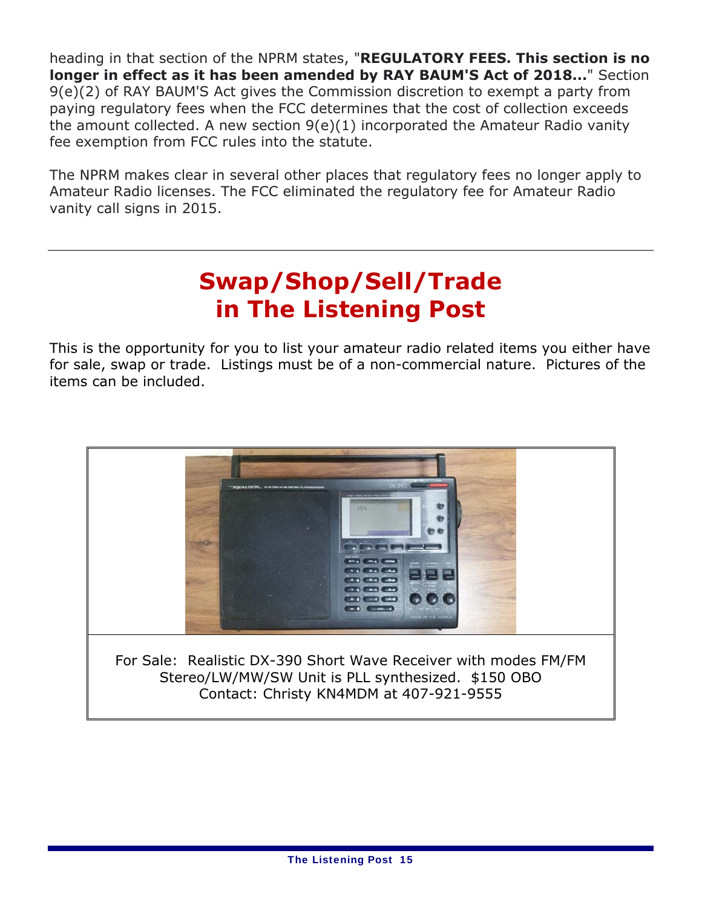heading in that section of the NPRM states, "**REGULATORY FEES. This section is no longer in effect as it has been amended by RAY BAUM'S Act of 2018...**" Section 9(e)(2) of RAY BAUM'S Act gives the Commission discretion to exempt a party from paying regulatory fees when the FCC determines that the cost of collection exceeds the amount collected. A new section 9(e)(1) incorporated the Amateur Radio vanity fee exemption from FCC rules into the statute.

The NPRM makes clear in several other places that regulatory fees no longer apply to Amateur Radio licenses. The FCC eliminated the regulatory fee for Amateur Radio vanity call signs in 2015.

---

# Swap/Shop/Sell/Trade in The Listening Post

This is the opportunity for you to list your amateur radio related items you either have for sale, swap or trade. Listings must be of a non-commercial nature. Pictures of the items can be included.

For Sale: Realistic DX-390 Short Wave Receiver with modes FM/FM Stereo/LW/MW/SW Unit is PLL synthesized. $150 OBO
Contact: Christy KN4MDM at 407-921-9555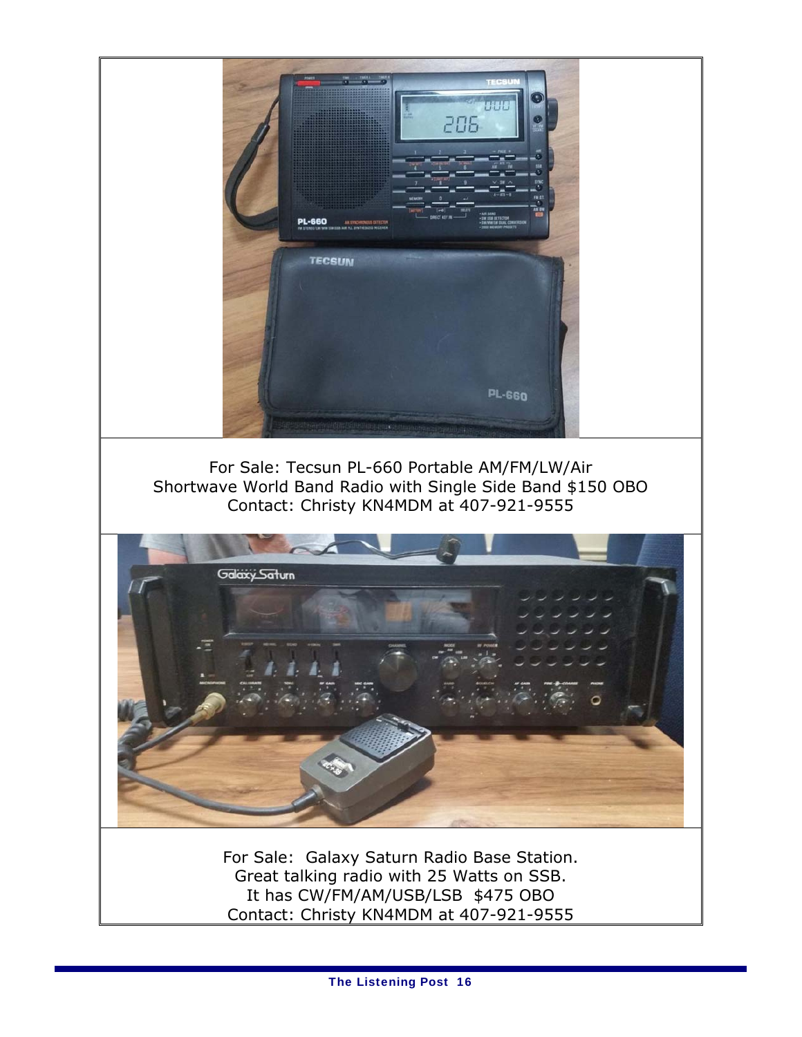For Sale: Tecsun PL-660 Portable AM/FM/LW/Air
Shortwave World Band Radio with Single Side Band $150 OBO
Contact: Christy KN4MDM at 407-921-9555

For Sale: Galaxy Saturn Radio Base Station.
Great talking radio with 25 Watts on SSB.
It has CW/FM/AM/USB/LSB $475 OBO
Contact: Christy KN4MDM at 407-921-9555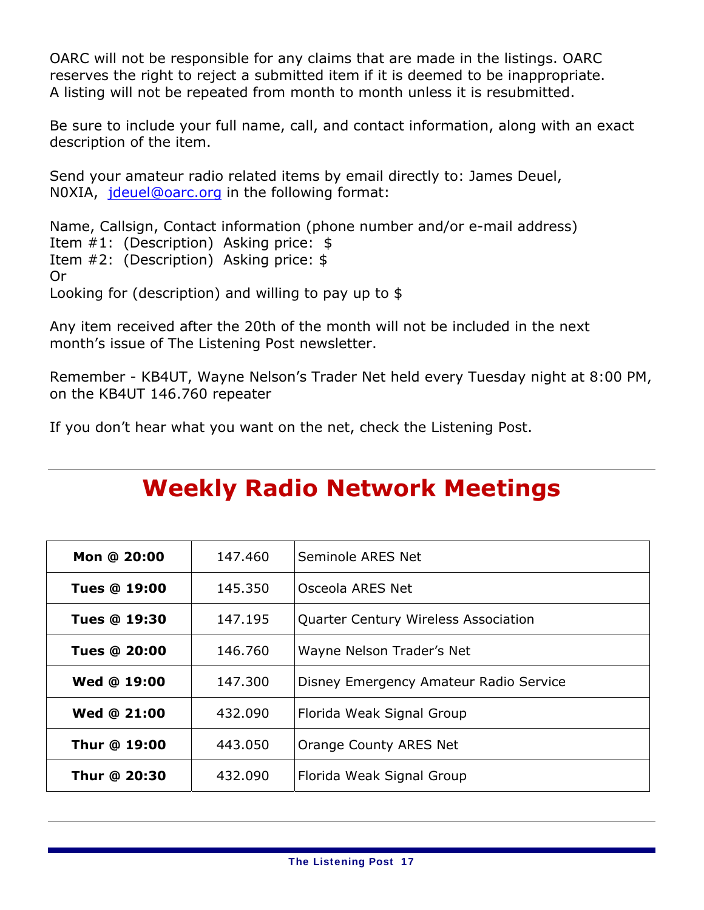OARC will not be responsible for any claims that are made in the listings. OARC reserves the right to reject a submitted item if it is deemed to be inappropriate. A listing will not be repeated from month to month unless it is resubmitted.

Be sure to include your full name, call, and contact information, along with an exact description of the item.

Send your amateur radio related items by email directly to: James Deuel, N0XIA, [jdeuel@oarc.org](mailto:jdeuel@oarc.org) in the following format:

Name, Callsign, Contact information (phone number and/or e-mail address)
Item #1: (Description) Asking price: $
Item #2: (Description) Asking price: $
Or
Looking for (description) and willing to pay up to $

Any item received after the 20th of the month will not be included in the next month's issue of The Listening Post newsletter.

Remember - KB4UT, Wayne Nelson's Trader Net held every Tuesday night at 8:00 PM, on the KB4UT 146.760 repeater

If you don't hear what you want on the net, check the Listening Post.

---

# Weekly Radio Network Meetings

| | | |
|---|---|---|
| **Mon @ 20:00** | 147.460 | Seminole ARES Net |
| **Tues @ 19:00** | 145.350 | Osceola ARES Net |
| **Tues @ 19:30** | 147.195 | Quarter Century Wireless Association |
| **Tues @ 20:00** | 146.760 | Wayne Nelson Trader's Net |
| **Wed @ 19:00** | 147.300 | Disney Emergency Amateur Radio Service |
| **Wed @ 21:00** | 432.090 | Florida Weak Signal Group |
| **Thur @ 19:00** | 443.050 | Orange County ARES Net |
| **Thur @ 20:30** | 432.090 | Florida Weak Signal Group |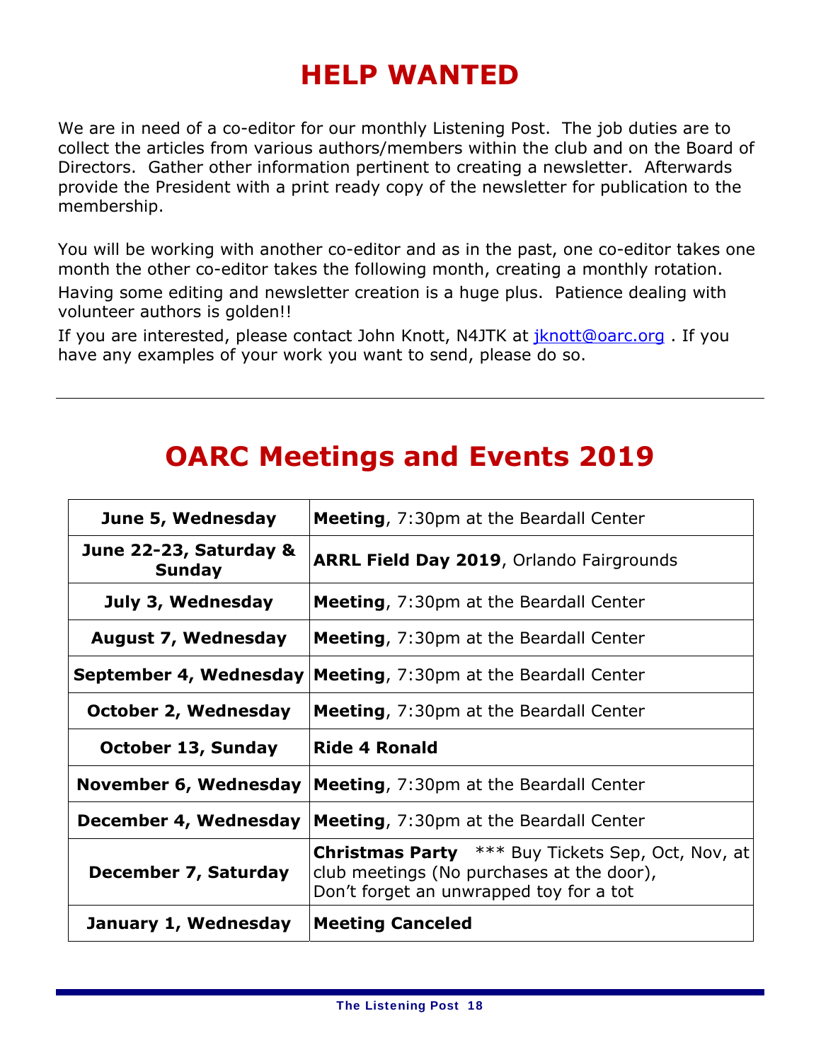# HELP WANTED

We are in need of a co-editor for our monthly Listening Post. The job duties are to collect the articles from various authors/members within the club and on the Board of Directors. Gather other information pertinent to creating a newsletter. Afterwards provide the President with a print ready copy of the newsletter for publication to the membership.

You will be working with another co-editor and as in the past, one co-editor takes one month the other co-editor takes the following month, creating a monthly rotation. Having some editing and newsletter creation is a huge plus. Patience dealing with volunteer authors is golden!!

If you are interested, please contact John Knott, N4JTK at jknott@oarc.org . If you have any examples of your work you want to send, please do so.

---

# OARC Meetings and Events 2019

| Date | Event |
|---|---|
| **June 5, Wednesday** | **Meeting**, 7:30pm at the Beardall Center |
| **June 22-23, Saturday & Sunday** | **ARRL Field Day 2019**, Orlando Fairgrounds |
| **July 3, Wednesday** | **Meeting**, 7:30pm at the Beardall Center |
| **August 7, Wednesday** | **Meeting**, 7:30pm at the Beardall Center |
| **September 4, Wednesday** | **Meeting**, 7:30pm at the Beardall Center |
| **October 2, Wednesday** | **Meeting**, 7:30pm at the Beardall Center |
| **October 13, Sunday** | **Ride 4 Ronald** |
| **November 6, Wednesday** | **Meeting**, 7:30pm at the Beardall Center |
| **December 4, Wednesday** | **Meeting**, 7:30pm at the Beardall Center |
| **December 7, Saturday** | **Christmas Party** *** Buy Tickets Sep, Oct, Nov, at club meetings (No purchases at the door), Don't forget an unwrapped toy for a tot |
| **January 1, Wednesday** | **Meeting Canceled** |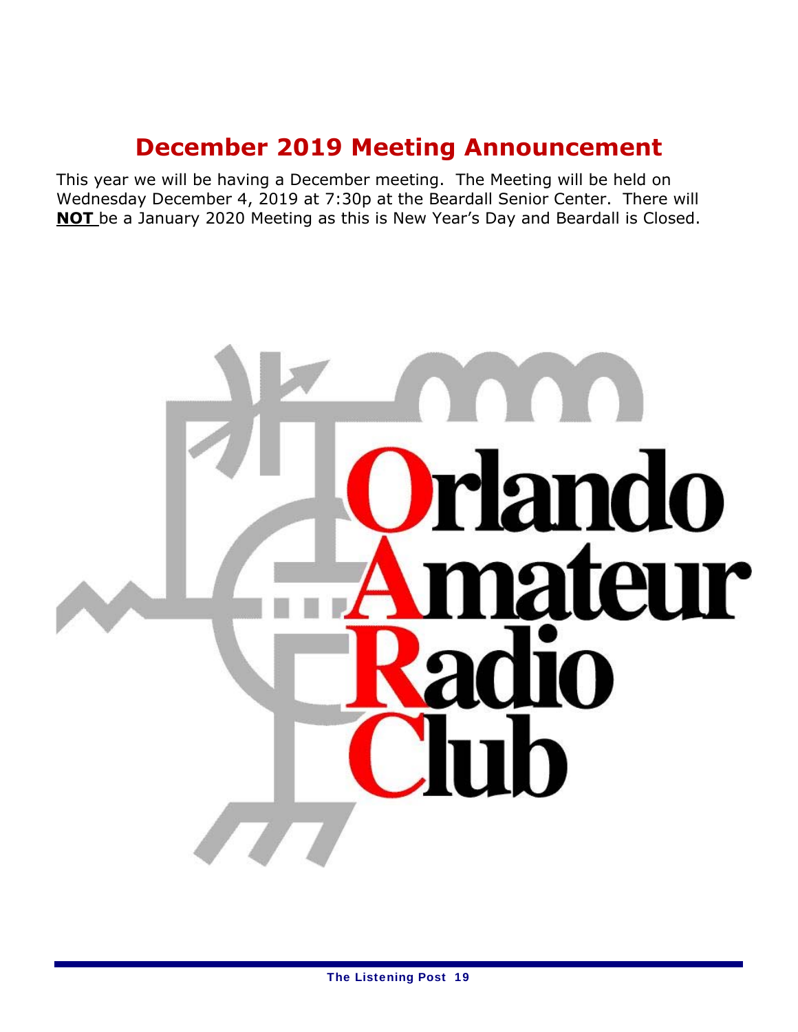# December 2019 Meeting Announcement

This year we will be having a December meeting. The Meeting will be held on Wednesday December 4, 2019 at 7:30p at the Beardall Senior Center. There will **NOT** be a January 2020 Meeting as this is New Year's Day and Beardall is Closed.

Orlando Amateur Radio Club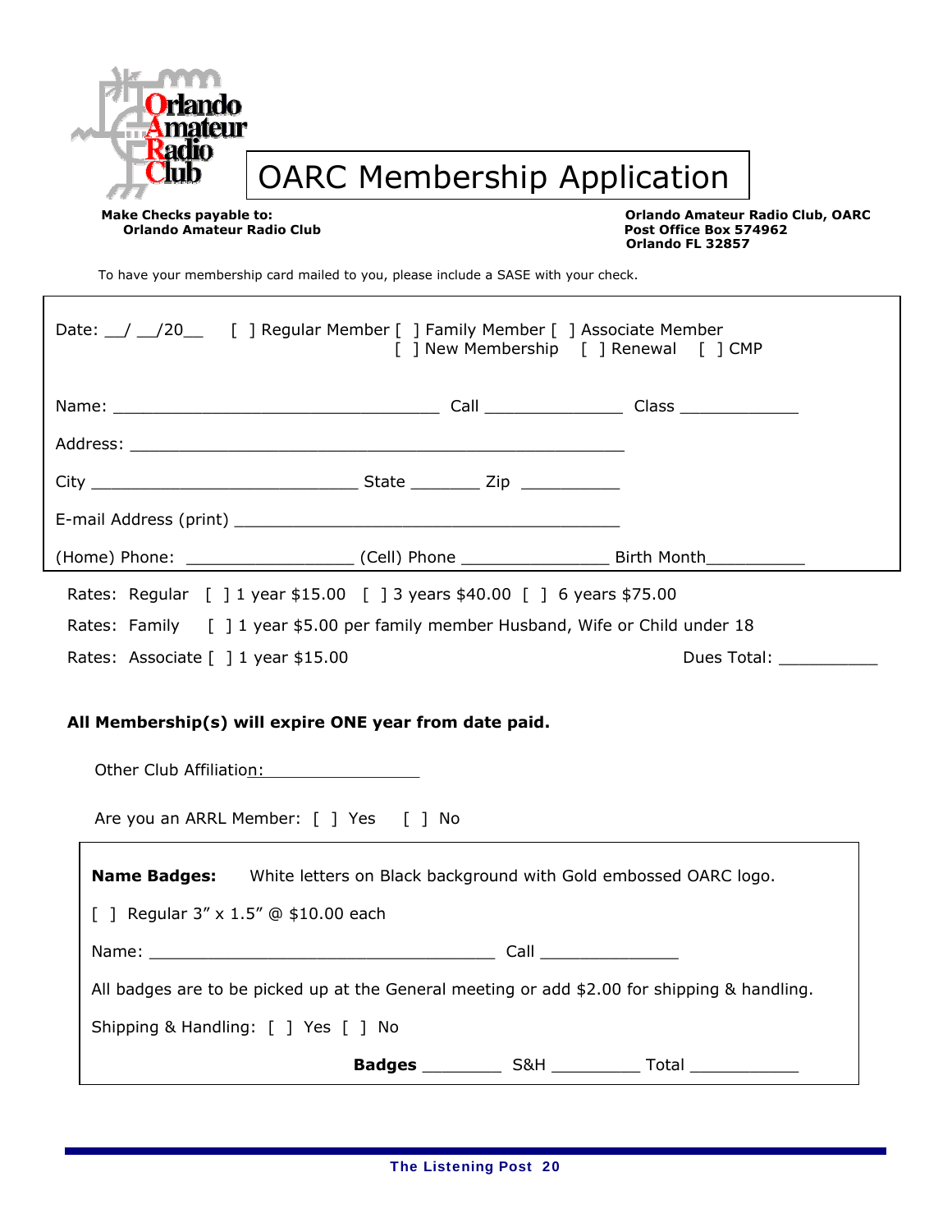# OARC Membership Application

**Make Checks payable to:**
**Orlando Amateur Radio Club**

**Orlando Amateur Radio Club, OARC**
**Post Office Box 574962**
**Orlando FL 32857**

To have your membership card mailed to you, please include a SASE with your check.

Date: __/ __/20__ [ ] Regular Member [ ] Family Member [ ] Associate Member
[ ] New Membership [ ] Renewal [ ] CMP

Name: ________________________________ Call ______________ Class ____________

Address: ________________________________________________

City __________________________ State _______ Zip __________

E-mail Address (print) _____________________________________

(Home) Phone: ________________ (Cell) Phone ______________ Birth Month__________

Rates: Regular [ ] 1 year $15.00 [ ] 3 years $40.00 [ ] 6 years $75.00

Rates: Family [ ] 1 year $5.00 per family member Husband, Wife or Child under 18

Rates: Associate [ ] 1 year $15.00 Dues Total: __________

**All Membership(s) will expire ONE year from date paid.**

Other Club Affiliation: ________________

Are you an ARRL Member: [ ] Yes [ ] No

**Name Badges:** White letters on Black background with Gold embossed OARC logo.

[ ] Regular 3" x 1.5" @ $10.00 each

Name: __________________________________ Call ______________

All badges are to be picked up at the General meeting or add $2.00 for shipping & handling.

Shipping & Handling: [ ] Yes [ ] No

**Badges** ________ S&H _________ Total ___________